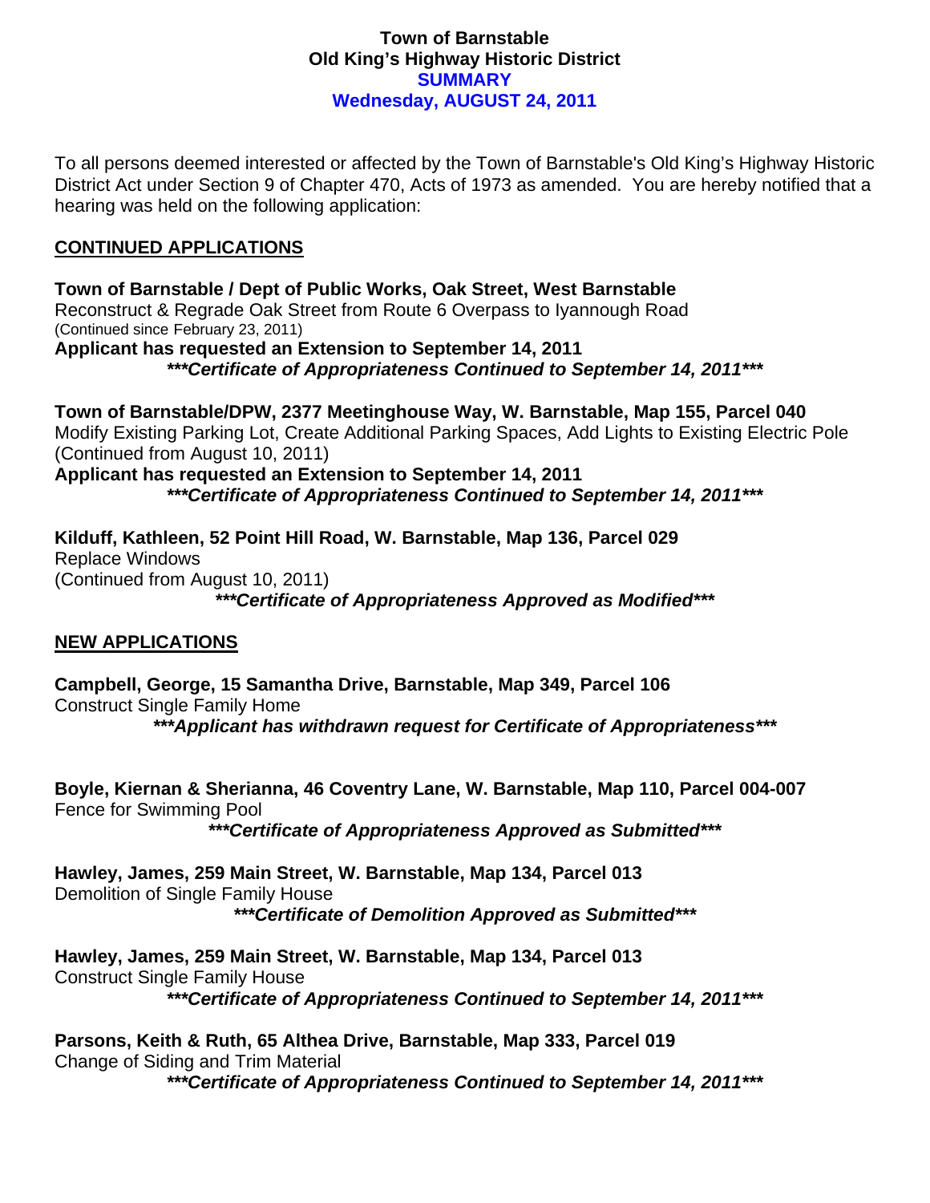**Town of Barnstable**
**Old King's Highway Historic District**
**SUMMARY**
**Wednesday, AUGUST 24, 2011**

To all persons deemed interested or affected by the Town of Barnstable's Old King's Highway Historic District Act under Section 9 of Chapter 470, Acts of 1973 as amended. You are hereby notified that a hearing was held on the following application:

## CONTINUED APPLICATIONS

**Town of Barnstable / Dept of Public Works, Oak Street, West Barnstable**
Reconstruct & Regrade Oak Street from Route 6 Overpass to Iyannough Road
(Continued since February 23, 2011)
**Applicant has requested an Extension to September 14, 2011**
***\*\*\*Certificate of Appropriateness Continued to September 14, 2011\*\*\****

**Town of Barnstable/DPW, 2377 Meetinghouse Way, W. Barnstable, Map 155, Parcel 040**
Modify Existing Parking Lot, Create Additional Parking Spaces, Add Lights to Existing Electric Pole
(Continued from August 10, 2011)
**Applicant has requested an Extension to September 14, 2011**
***\*\*\*Certificate of Appropriateness Continued to September 14, 2011\*\*\****

**Kilduff, Kathleen, 52 Point Hill Road, W. Barnstable, Map 136, Parcel 029**
Replace Windows
(Continued from August 10, 2011)
***\*\*\*Certificate of Appropriateness Approved as Modified\*\*\****

## NEW APPLICATIONS

**Campbell, George, 15 Samantha Drive, Barnstable, Map 349, Parcel 106**
Construct Single Family Home
***\*\*\*Applicant has withdrawn request for Certificate of Appropriateness\*\*\****

**Boyle, Kiernan & Sherianna, 46 Coventry Lane, W. Barnstable, Map 110, Parcel 004-007**
Fence for Swimming Pool
***\*\*\*Certificate of Appropriateness Approved as Submitted\*\*\****

**Hawley, James, 259 Main Street, W. Barnstable, Map 134, Parcel 013**
Demolition of Single Family House
***\*\*\*Certificate of Demolition Approved as Submitted\*\*\****

**Hawley, James, 259 Main Street, W. Barnstable, Map 134, Parcel 013**
Construct Single Family House
***\*\*\*Certificate of Appropriateness Continued to September 14, 2011\*\*\****

**Parsons, Keith & Ruth, 65 Althea Drive, Barnstable, Map 333, Parcel 019**
Change of Siding and Trim Material
***\*\*\*Certificate of Appropriateness Continued to September 14, 2011\*\*\****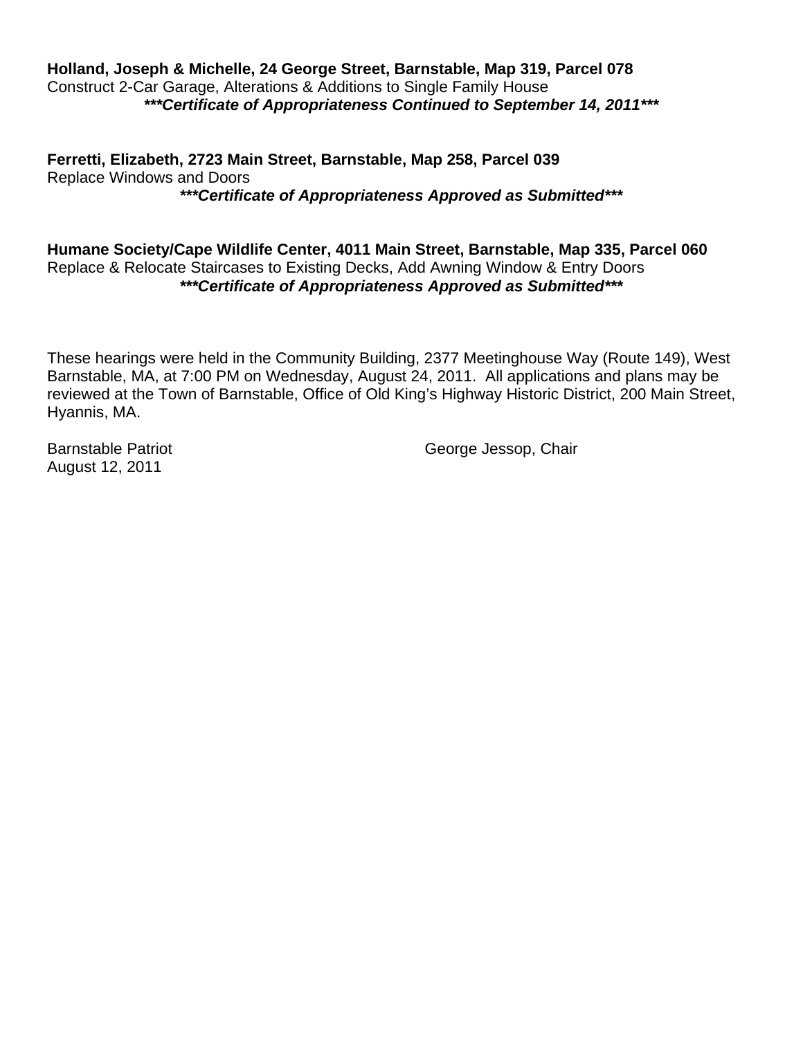**Holland, Joseph & Michelle, 24 George Street, Barnstable, Map 319, Parcel 078**
Construct 2-Car Garage, Alterations & Additions to Single Family House
***\*\*\*Certificate of Appropriateness Continued to September 14, 2011\*\*\****

**Ferretti, Elizabeth, 2723 Main Street, Barnstable, Map 258, Parcel 039**
Replace Windows and Doors
***\*\*\*Certificate of Appropriateness Approved as Submitted\*\*\****

**Humane Society/Cape Wildlife Center, 4011 Main Street, Barnstable, Map 335, Parcel 060**
Replace & Relocate Staircases to Existing Decks, Add Awning Window & Entry Doors
***\*\*\*Certificate of Appropriateness Approved as Submitted\*\*\****

These hearings were held in the Community Building, 2377 Meetinghouse Way (Route 149), West Barnstable, MA, at 7:00 PM on Wednesday, August 24, 2011. All applications and plans may be reviewed at the Town of Barnstable, Office of Old King's Highway Historic District, 200 Main Street, Hyannis, MA.

Barnstable Patriot
August 12, 2011

George Jessop, Chair